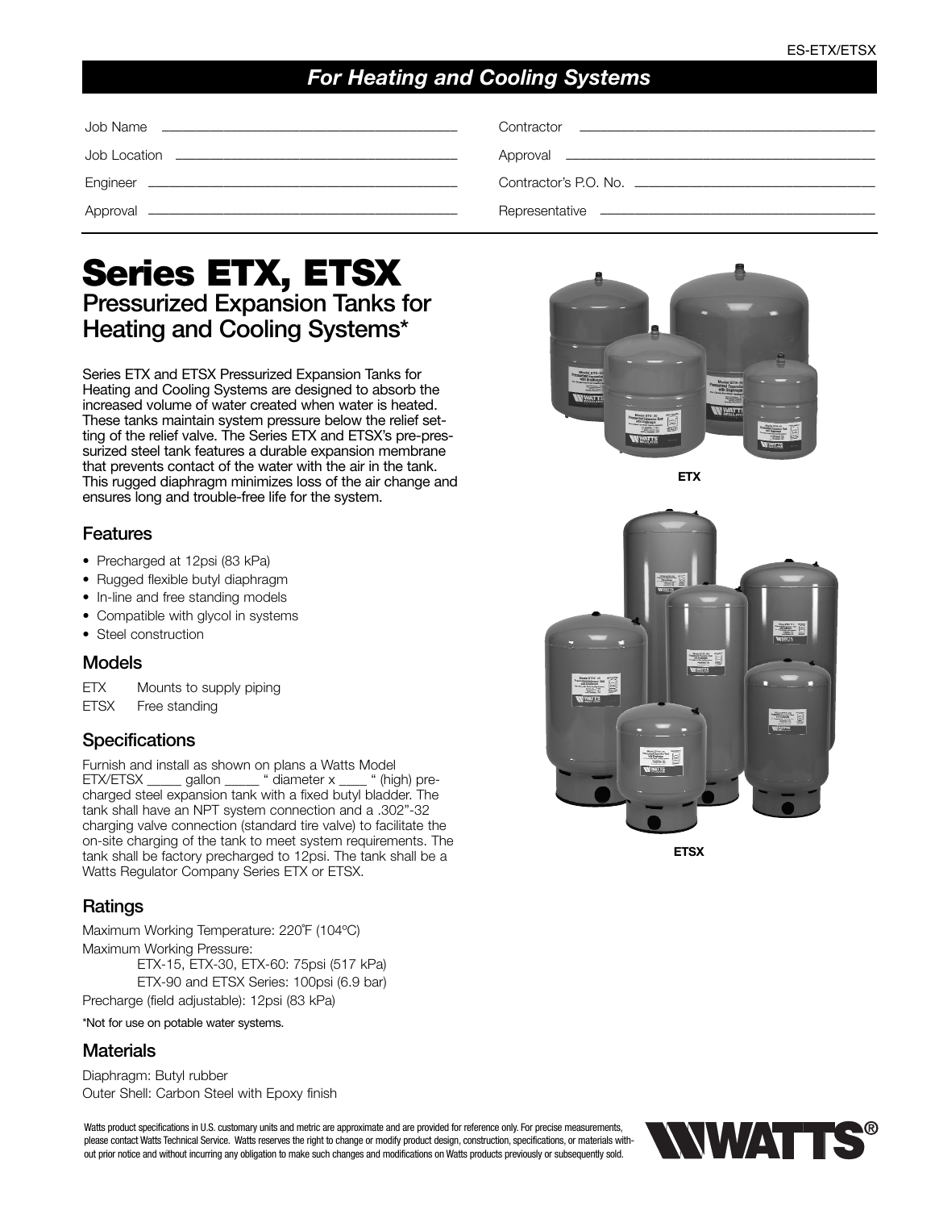## For Heating and Cooling Systems

Job Name \_\_\_\_\_\_\_\_\_\_\_\_\_\_\_\_\_\_\_\_

Job Location \_\_\_\_\_\_\_\_\_\_\_\_\_\_\_\_\_\_\_\_

Engineer \_\_\_\_\_\_\_\_\_\_\_\_\_\_\_\_\_\_\_\_

Approval \_\_\_\_\_\_\_\_\_\_\_\_\_\_\_\_\_\_\_\_

Contractor \_\_\_\_\_\_\_\_\_\_\_\_\_\_\_\_\_\_\_\_

Approval \_\_\_\_\_\_\_\_\_\_\_\_\_\_\_\_\_\_\_\_

Contractor's P.O. No. \_\_\_\_\_\_\_\_\_\_\_\_\_\_\_\_\_\_\_\_

Representative \_\_\_\_\_\_\_\_\_\_\_\_\_\_\_\_\_\_\_\_

# Series ETX, ETSX

## Pressurized Expansion Tanks for Heating and Cooling Systems*

Series ETX and ETSX Pressurized Expansion Tanks for Heating and Cooling Systems are designed to absorb the increased volume of water created when water is heated. These tanks maintain system pressure below the relief setting of the relief valve. The Series ETX and ETSX's pre-pressurized steel tank features a durable expansion membrane that prevents contact of the water with the air in the tank. This rugged diaphragm minimizes loss of the air change and ensures long and trouble-free life for the system.

ETX

ETSX

### Features

- Precharged at 12psi (83 kPa)
- Rugged flexible butyl diaphragm
- In-line and free standing models
- Compatible with glycol in systems
- Steel construction

### Models

ETX Mounts to supply piping

ETSX Free standing

### Specifications

Furnish and install as shown on plans a Watts Model ETX/ETSX _____ gallon _____ " diameter x ____ " (high) precharged steel expansion tank with a fixed butyl bladder. The tank shall have an NPT system connection and a .302"-32 charging valve connection (standard tire valve) to facilitate the on-site charging of the tank to meet system requirements. The tank shall be factory precharged to 12psi. The tank shall be a Watts Regulator Company Series ETX or ETSX.

### Ratings

Maximum Working Temperature: 220˚F (104ºC)

Maximum Working Pressure:

ETX-15, ETX-30, ETX-60: 75psi (517 kPa)

ETX-90 and ETSX Series: 100psi (6.9 bar)

Precharge (field adjustable): 12psi (83 kPa)

*Not for use on potable water systems.

### Materials

Diaphragm: Butyl rubber

Outer Shell: Carbon Steel with Epoxy finish

Watts product specifications in U.S. customary units and metric are approximate and are provided for reference only. For precise measurements, please contact Watts Technical Service. Watts reserves the right to change or modify product design, construction, specifications, or materials without prior notice and without incurring any obligation to make such changes and modifications on Watts products previously or subsequently sold.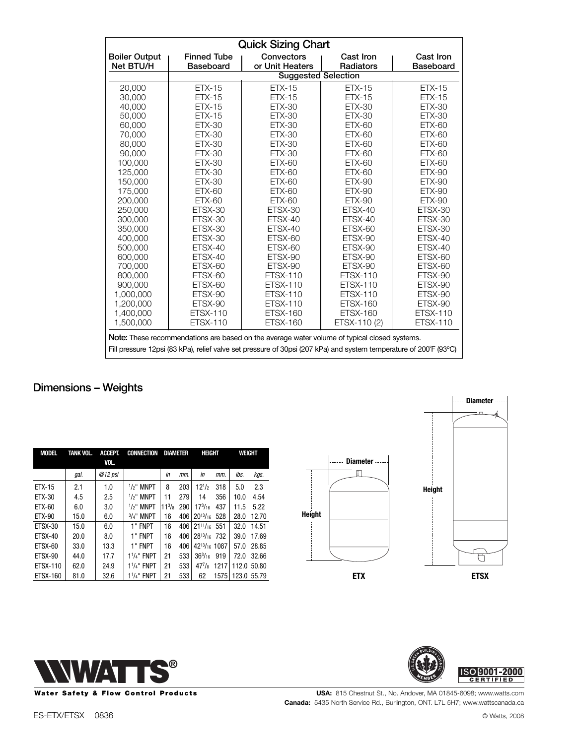## Quick Sizing Chart

| Boiler Output Net BTU/H | Finned Tube Baseboard | Convectors or Unit Heaters | Cast Iron Radiators | Cast Iron Baseboard |
|---|---|---|---|---|
| | Suggested Selection | | | |
| 20,000 | ETX-15 | ETX-15 | ETX-15 | ETX-15 |
| 30,000 | ETX-15 | ETX-15 | ETX-15 | ETX-15 |
| 40,000 | ETX-15 | ETX-30 | ETX-30 | ETX-30 |
| 50,000 | ETX-15 | ETX-30 | ETX-30 | ETX-30 |
| 60,000 | ETX-30 | ETX-30 | ETX-60 | ETX-60 |
| 70,000 | ETX-30 | ETX-30 | ETX-60 | ETX-60 |
| 80,000 | ETX-30 | ETX-30 | ETX-60 | ETX-60 |
| 90,000 | ETX-30 | ETX-30 | ETX-60 | ETX-60 |
| 100,000 | ETX-30 | ETX-60 | ETX-60 | ETX-60 |
| 125,000 | ETX-30 | ETX-60 | ETX-60 | ETX-90 |
| 150,000 | ETX-30 | ETX-60 | ETX-90 | ETX-90 |
| 175,000 | ETX-60 | ETX-60 | ETX-90 | ETX-90 |
| 200,000 | ETX-60 | ETX-60 | ETX-90 | ETX-90 |
| 250,000 | ETSX-30 | ETSX-30 | ETSX-40 | ETSX-30 |
| 300,000 | ETSX-30 | ETSX-40 | ETSX-40 | ETSX-30 |
| 350,000 | ETSX-30 | ETSX-40 | ETSX-60 | ETSX-30 |
| 400,000 | ETSX-30 | ETSX-60 | ETSX-90 | ETSX-40 |
| 500,000 | ETSX-40 | ETSX-60 | ETSX-90 | ETSX-40 |
| 600,000 | ETSX-40 | ETSX-90 | ETSX-90 | ETSX-60 |
| 700,000 | ETSX-60 | ETSX-90 | ETSX-90 | ETSX-60 |
| 800,000 | ETSX-60 | ETSX-110 | ETSX-110 | ETSX-90 |
| 900,000 | ETSX-60 | ETSX-110 | ETSX-110 | ETSX-90 |
| 1,000,000 | ETSX-90 | ETSX-110 | ETSX-110 | ETSX-90 |
| 1,200,000 | ETSX-90 | ETSX-110 | ETSX-160 | ETSX-90 |
| 1,400,000 | ETSX-110 | ETSX-160 | ETSX-160 | ETSX-110 |
| 1,500,000 | ETSX-110 | ETSX-160 | ETSX-110 (2) | ETSX-110 |

**Note:** These recommendations are based on the average water volume of typical closed systems.
Fill pressure 12psi (83 kPa), relief valve set pressure of 30psi (207 kPa) and system temperature of 200˚F (93ºC)

## Dimensions – Weights

| MODEL | TANK VOL. | ACCEPT. VOL. | CONNECTION | DIAMETER | | HEIGHT | | WEIGHT | |
|---|---|---|---|---|---|---|---|---|---|
| | *gal.* | *@12 psi* | | *in* | *mm.* | *in* | *mm.* | *lbs.* | *kgs.* |
| ETX-15 | 2.1 | 1.0 | 1/2" MNPT | 8 | 203 | 12 1/2 | 318 | 5.0 | 2.3 |
| ETX-30 | 4.5 | 2.5 | 1/2" MNPT | 11 | 279 | 14 | 356 | 10.0 | 4.54 |
| ETX-60 | 6.0 | 3.0 | 1/2" MNPT | 11 3/8 | 290 | 17 3/16 | 437 | 11.5 | 5.22 |
| ETX-90 | 15.0 | 6.0 | 3/4" MNPT | 16 | 406 | 20 13/16 | 528 | 28.0 | 12.70 |
| ETSX-30 | 15.0 | 6.0 | 1" FNPT | 16 | 406 | 21 11/16 | 551 | 32.0 | 14.51 |
| ETSX-40 | 20.0 | 8.0 | 1" FNPT | 16 | 406 | 28 13/16 | 732 | 39.0 | 17.69 |
| ETSX-60 | 33.0 | 13.3 | 1" FNPT | 16 | 406 | 42 13/16 | 1087 | 57.0 | 28.85 |
| ETSX-90 | 44.0 | 17.7 | 1 1/4" FNPT | 21 | 533 | 36 3/16 | 919 | 72.0 | 32.66 |
| ETSX-110 | 62.0 | 24.9 | 1 1/4" FNPT | 21 | 533 | 47 7/8 | 1217 | 112.0 | 50.80 |
| ETSX-160 | 81.0 | 32.6 | 1 1/4" FNPT | 21 | 533 | 62 | 1575 | 123.0 | 55.79 |

Diameter
Height
ETX

Diameter
Height
ETSX

**WATTS®**
Water Safety & Flow Control Products

**USA:** 815 Chestnut St., No. Andover, MA 01845-6098; www.watts.com
**Canada:** 5435 North Service Rd., Burlington, ONT. L7L 5H7; www.wattscanada.ca

ISO 9001-2000 CERTIFIED

ES-ETX/ETSX 0836

© Watts, 2008